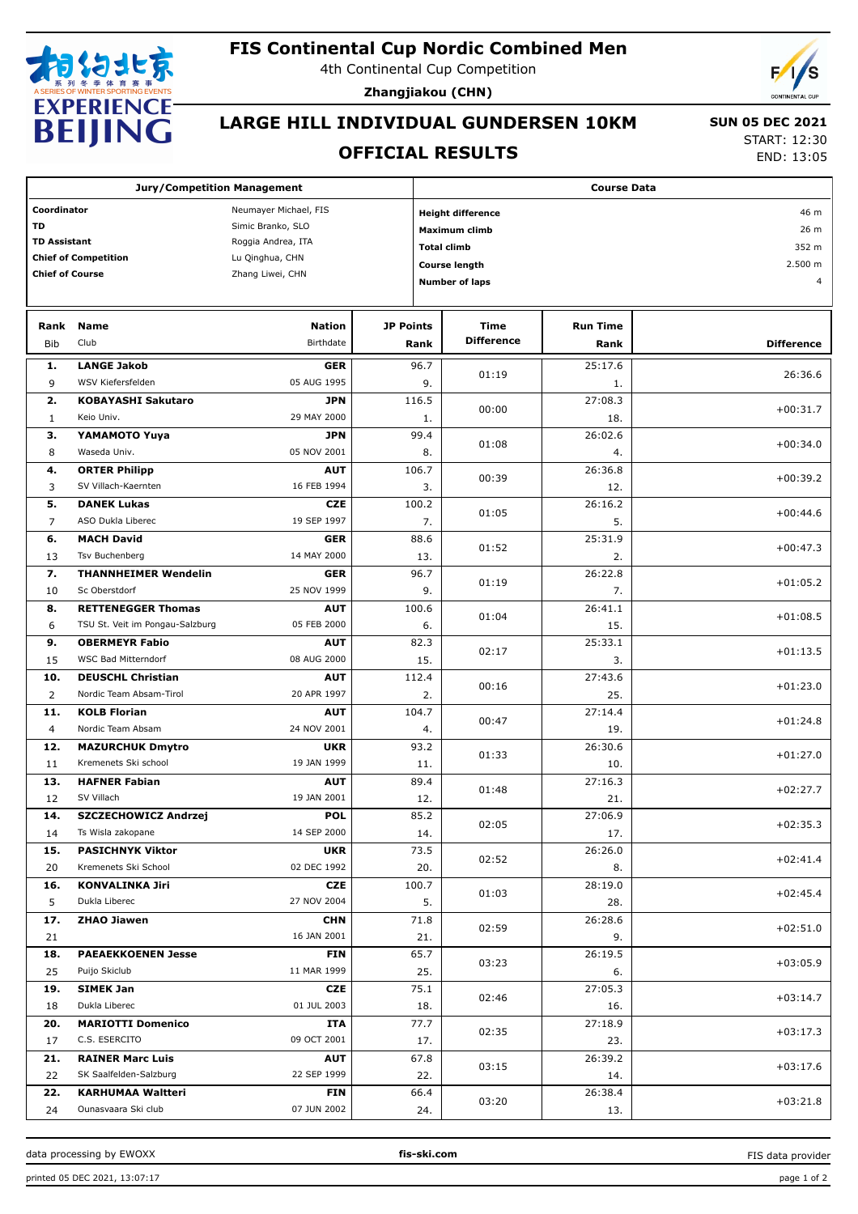# FIS Continental Cup Nordic Combined Men

4th Continental Cup Competition

**Zhangjiakou (CHN)**

## LARGE HILL INDIVIDUAL GUNDERSEN 10KM

## OFFICIAL RESULTS

**SUN 05 DEC 2021**

START: 12:30
END: 13:05

| Jury/Competition Management | |
|---|---|
| **Coordinator** | Neumayer Michael, FIS |
| **TD** | Simic Branko, SLO |
| **TD Assistant** | Roggia Andrea, ITA |
| **Chief of Competition** | Lu Qinghua, CHN |
| **Chief of Course** | Zhang Liwei, CHN |

| Course Data | |
|---|---|
| **Height difference** | 46 m |
| **Maximum climb** | 26 m |
| **Total climb** | 352 m |
| **Course length** | 2.500 m |
| **Number of laps** | 4 |

| Rank | Bib | Name | Club | Nation | Birthdate | JP Points | JP Rank | Time Difference | Run Time | Run Rank | Difference |
|---|---|---|---|---|---|---|---|---|---|---|---|
| 1. | 9 | **LANGE Jakob** | WSV Kiefersfelden | **GER** | 05 AUG 1995 | 96.7 | 9. | 01:19 | 25:17.6 | 1. | 26:36.6 |
| 2. | 1 | **KOBAYASHI Sakutaro** | Keio Univ. | **JPN** | 29 MAY 2000 | 116.5 | 1. | 00:00 | 27:08.3 | 18. | +00:31.7 |
| 3. | 8 | **YAMAMOTO Yuya** | Waseda Univ. | **JPN** | 05 NOV 2001 | 99.4 | 8. | 01:08 | 26:02.6 | 4. | +00:34.0 |
| 4. | 3 | **ORTER Philipp** | SV Villach-Kaernten | **AUT** | 16 FEB 1994 | 106.7 | 3. | 00:39 | 26:36.8 | 12. | +00:39.2 |
| 5. | 7 | **DANEK Lukas** | ASO Dukla Liberec | **CZE** | 19 SEP 1997 | 100.2 | 7. | 01:05 | 26:16.2 | 5. | +00:44.6 |
| 6. | 13 | **MACH David** | Tsv Buchenberg | **GER** | 14 MAY 2000 | 88.6 | 13. | 01:52 | 25:31.9 | 2. | +00:47.3 |
| 7. | 10 | **THANNHEIMER Wendelin** | Sc Oberstdorf | **GER** | 25 NOV 1999 | 96.7 | 9. | 01:19 | 26:22.8 | 7. | +01:05.2 |
| 8. | 6 | **RETTENEGGER Thomas** | TSU St. Veit im Pongau-Salzburg | **AUT** | 05 FEB 2000 | 100.6 | 6. | 01:04 | 26:41.1 | 15. | +01:08.5 |
| 9. | 15 | **OBERMEYR Fabio** | WSC Bad Mitterndorf | **AUT** | 08 AUG 2000 | 82.3 | 15. | 02:17 | 25:33.1 | 3. | +01:13.5 |
| 10. | 2 | **DEUSCHL Christian** | Nordic Team Absam-Tirol | **AUT** | 20 APR 1997 | 112.4 | 2. | 00:16 | 27:43.6 | 25. | +01:23.0 |
| 11. | 4 | **KOLB Florian** | Nordic Team Absam | **AUT** | 24 NOV 2001 | 104.7 | 4. | 00:47 | 27:14.4 | 19. | +01:24.8 |
| 12. | 11 | **MAZURCHUK Dmytro** | Kremenets Ski school | **UKR** | 19 JAN 1999 | 93.2 | 11. | 01:33 | 26:30.6 | 10. | +01:27.0 |
| 13. | 12 | **HAFNER Fabian** | SV Villach | **AUT** | 19 JAN 2001 | 89.4 | 12. | 01:48 | 27:16.3 | 21. | +02:27.7 |
| 14. | 14 | **SZCZECHOWICZ Andrzej** | Ts Wisla zakopane | **POL** | 14 SEP 2000 | 85.2 | 14. | 02:05 | 27:06.9 | 17. | +02:35.3 |
| 15. | 20 | **PASICHNYK Viktor** | Kremenets Ski School | **UKR** | 02 DEC 1992 | 73.5 | 20. | 02:52 | 26:26.0 | 8. | +02:41.4 |
| 16. | 5 | **KONVALINKA Jiri** | Dukla Liberec | **CZE** | 27 NOV 2004 | 100.7 | 5. | 01:03 | 28:19.0 | 28. | +02:45.4 |
| 17. | 21 | **ZHAO Jiawen** | | **CHN** | 16 JAN 2001 | 71.8 | 21. | 02:59 | 26:28.6 | 9. | +02:51.0 |
| 18. | 25 | **PAEAEKKOENEN Jesse** | Puijo Skiclub | **FIN** | 11 MAR 1999 | 65.7 | 25. | 03:23 | 26:19.5 | 6. | +03:05.9 |
| 19. | 18 | **SIMEK Jan** | Dukla Liberec | **CZE** | 01 JUL 2003 | 75.1 | 18. | 02:46 | 27:05.3 | 16. | +03:14.7 |
| 20. | 17 | **MARIOTTI Domenico** | C.S. ESERCITO | **ITA** | 09 OCT 2001 | 77.7 | 17. | 02:35 | 27:18.9 | 23. | +03:17.3 |
| 21. | 22 | **RAINER Marc Luis** | SK Saalfelden-Salzburg | **AUT** | 22 SEP 1999 | 67.8 | 22. | 03:15 | 26:39.2 | 14. | +03:17.6 |
| 22. | 24 | **KARHUMAA Waltteri** | Ounasvaara Ski club | **FIN** | 07 JUN 2002 | 66.4 | 24. | 03:20 | 26:38.4 | 13. | +03:21.8 |

data processing by EWOXX | **fis-ski.com** | FIS data provider

printed 05 DEC 2021, 13:07:17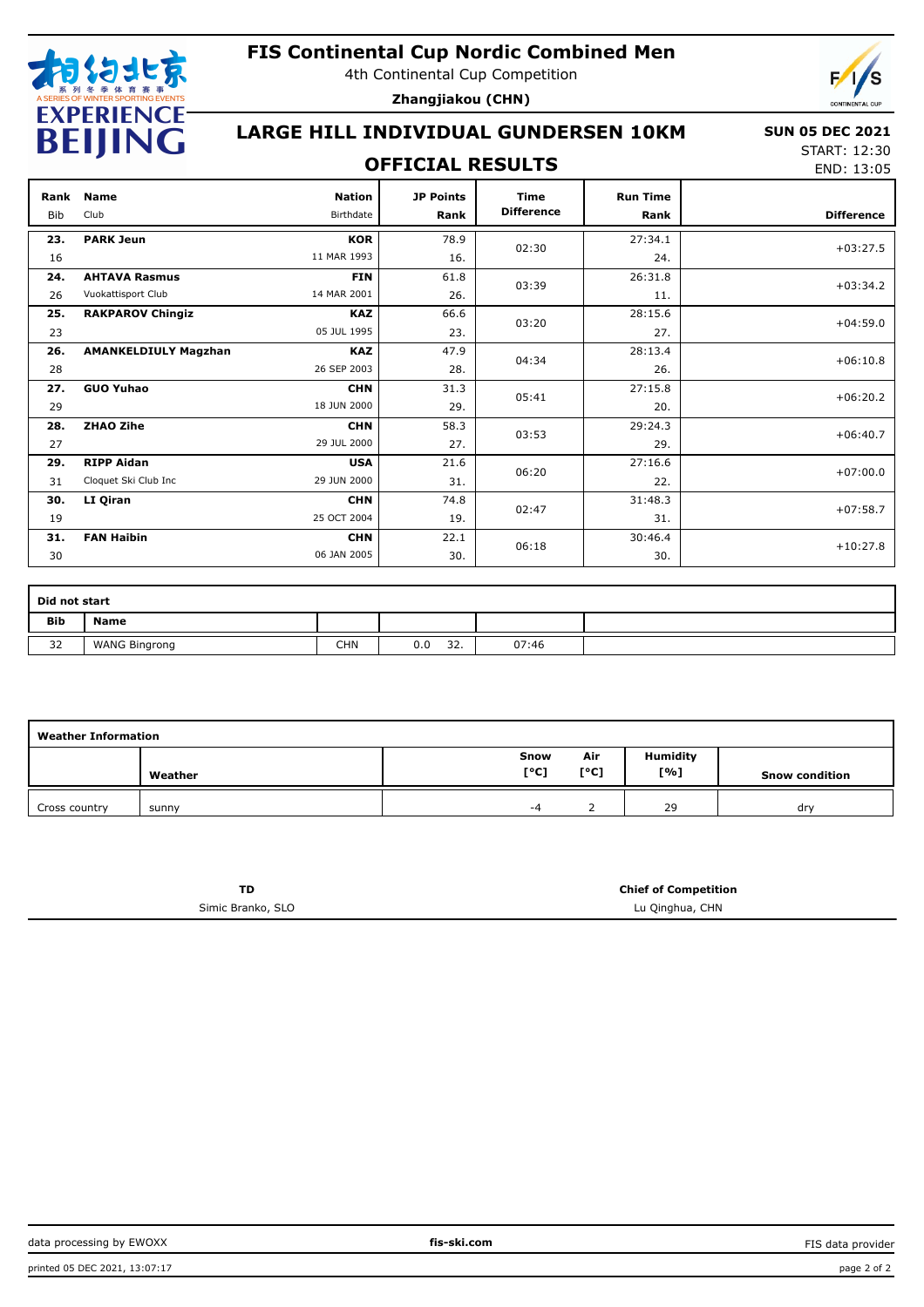# FIS Continental Cup Nordic Combined Men

4th Continental Cup Competition

**Zhangjiakou (CHN)**

## LARGE HILL INDIVIDUAL GUNDERSEN 10KM

## OFFICIAL RESULTS

**SUN 05 DEC 2021**

START: 12:30

END: 13:05

| Rank / Bib | Name / Club | Nation / Birthdate | JP Points / Rank | Time Difference | Run Time / Rank | Difference |
|---|---|---|---|---|---|---|
| 23. / 16 | **PARK Jeun** | **KOR** / 11 MAR 1993 | 78.9 / 16. | 02:30 | 27:34.1 / 24. | +03:27.5 |
| 24. / 26 | **AHTAVA Rasmus** / Vuokattisport Club | **FIN** / 14 MAR 2001 | 61.8 / 26. | 03:39 | 26:31.8 / 11. | +03:34.2 |
| 25. / 23 | **RAKPAROV Chingiz** | **KAZ** / 05 JUL 1995 | 66.6 / 23. | 03:20 | 28:15.6 / 27. | +04:59.0 |
| 26. / 28 | **AMANKELDIULY Magzhan** | **KAZ** / 26 SEP 2003 | 47.9 / 28. | 04:34 | 28:13.4 / 26. | +06:10.8 |
| 27. / 29 | **GUO Yuhao** | **CHN** / 18 JUN 2000 | 31.3 / 29. | 05:41 | 27:15.8 / 20. | +06:20.2 |
| 28. / 27 | **ZHAO Zihe** | **CHN** / 29 JUL 2000 | 58.3 / 27. | 03:53 | 29:24.3 / 29. | +06:40.7 |
| 29. / 31 | **RIPP Aidan** / Cloquet Ski Club Inc | **USA** / 29 JUN 2000 | 21.6 / 31. | 06:20 | 27:16.6 / 22. | +07:00.0 |
| 30. / 19 | **LI Qiran** | **CHN** / 25 OCT 2004 | 74.8 / 19. | 02:47 | 31:48.3 / 31. | +07:58.7 |
| 31. / 30 | **FAN Haibin** | **CHN** / 06 JAN 2005 | 22.1 / 30. | 06:18 | 30:46.4 / 30. | +10:27.8 |

**Did not start**

| Bib | Name | Nation | JP Points / Rank | Time Difference | |
|---|---|---|---|---|---|
| 32 | WANG Bingrong | CHN | 0.0 32. | 07:46 | |

**Weather Information**

| | Weather | Snow [°C] | Air [°C] | Humidity [%] | Snow condition |
|---|---|---|---|---|---|
| Cross country | sunny | -4 | 2 | 29 | dry |

**TD**
Simic Branko, SLO

**Chief of Competition**
Lu Qinghua, CHN

data processing by EWOXX — **fis-ski.com** — FIS data provider

printed 05 DEC 2021, 13:07:17